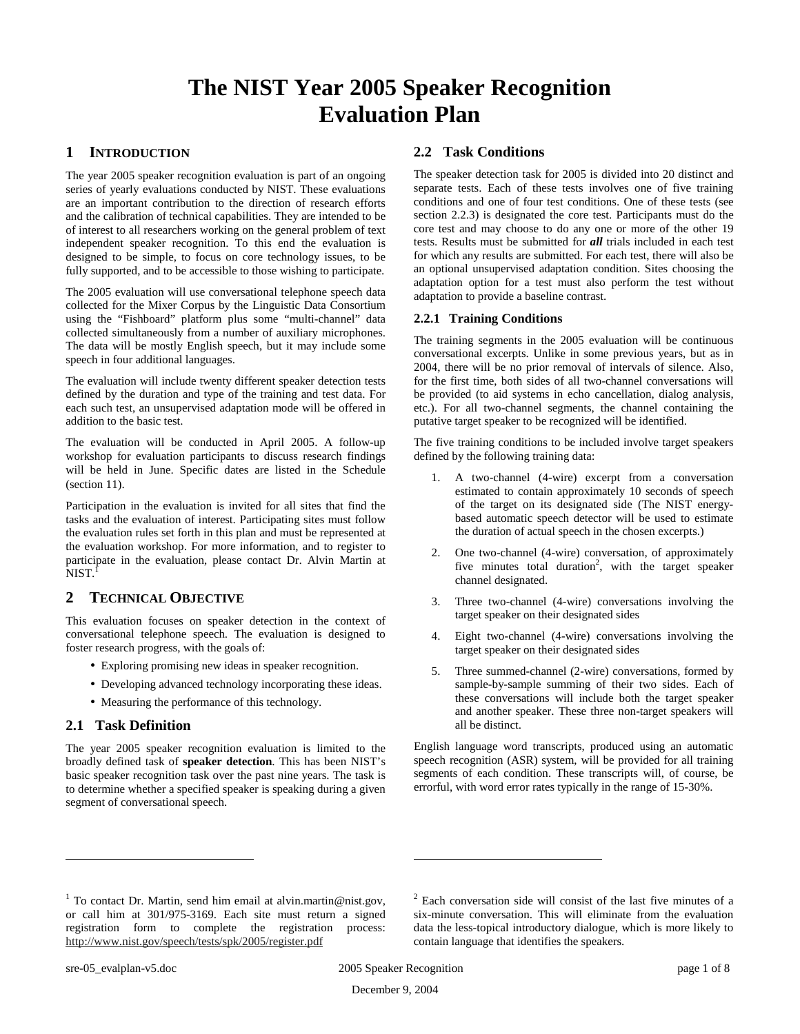# The NIST Year 2005 Speaker Recognition Evaluation Plan

## 1 INTRODUCTION

The year 2005 speaker recognition evaluation is part of an ongoing series of yearly evaluations conducted by NIST. These evaluations are an important contribution to the direction of research efforts and the calibration of technical capabilities. They are intended to be of interest to all researchers working on the general problem of text independent speaker recognition. To this end the evaluation is designed to be simple, to focus on core technology issues, to be fully supported, and to be accessible to those wishing to participate.

The 2005 evaluation will use conversational telephone speech data collected for the Mixer Corpus by the Linguistic Data Consortium using the "Fishboard" platform plus some "multi-channel" data collected simultaneously from a number of auxiliary microphones. The data will be mostly English speech, but it may include some speech in four additional languages.

The evaluation will include twenty different speaker detection tests defined by the duration and type of the training and test data. For each such test, an unsupervised adaptation mode will be offered in addition to the basic test.

The evaluation will be conducted in April 2005. A follow-up workshop for evaluation participants to discuss research findings will be held in June. Specific dates are listed in the Schedule (section 11).

Participation in the evaluation is invited for all sites that find the tasks and the evaluation of interest. Participating sites must follow the evaluation rules set forth in this plan and must be represented at the evaluation workshop. For more information, and to register to participate in the evaluation, please contact Dr. Alvin Martin at NIST.[1]

## 2 TECHNICAL OBJECTIVE

This evaluation focuses on speaker detection in the context of conversational telephone speech. The evaluation is designed to foster research progress, with the goals of:

- Exploring promising new ideas in speaker recognition.
- Developing advanced technology incorporating these ideas.
- Measuring the performance of this technology.

### 2.1 Task Definition

The year 2005 speaker recognition evaluation is limited to the broadly defined task of **speaker detection**. This has been NIST's basic speaker recognition task over the past nine years. The task is to determine whether a specified speaker is speaking during a given segment of conversational speech.

### 2.2 Task Conditions

The speaker detection task for 2005 is divided into 20 distinct and separate tests. Each of these tests involves one of five training conditions and one of four test conditions. One of these tests (see section 2.2.3) is designated the core test. Participants must do the core test and may choose to do any one or more of the other 19 tests. Results must be submitted for ***all*** trials included in each test for which any results are submitted. For each test, there will also be an optional unsupervised adaptation condition. Sites choosing the adaptation option for a test must also perform the test without adaptation to provide a baseline contrast.

#### 2.2.1 Training Conditions

The training segments in the 2005 evaluation will be continuous conversational excerpts. Unlike in some previous years, but as in 2004, there will be no prior removal of intervals of silence. Also, for the first time, both sides of all two-channel conversations will be provided (to aid systems in echo cancellation, dialog analysis, etc.). For all two-channel segments, the channel containing the putative target speaker to be recognized will be identified.

The five training conditions to be included involve target speakers defined by the following training data:

1. A two-channel (4-wire) excerpt from a conversation estimated to contain approximately 10 seconds of speech of the target on its designated side (The NIST energy-based automatic speech detector will be used to estimate the duration of actual speech in the chosen excerpts.)
2. One two-channel (4-wire) conversation, of approximately five minutes total duration[2], with the target speaker channel designated.
3. Three two-channel (4-wire) conversations involving the target speaker on their designated sides
4. Eight two-channel (4-wire) conversations involving the target speaker on their designated sides
5. Three summed-channel (2-wire) conversations, formed by sample-by-sample summing of their two sides. Each of these conversations will include both the target speaker and another speaker. These three non-target speakers will all be distinct.

English language word transcripts, produced using an automatic speech recognition (ASR) system, will be provided for all training segments of each condition. These transcripts will, of course, be errorful, with word error rates typically in the range of 15-30%.

---

[1] To contact Dr. Martin, send him email at alvin.martin@nist.gov, or call him at 301/975-3169. Each site must return a signed registration form to complete the registration process: http://www.nist.gov/speech/tests/spk/2005/register.pdf

[2] Each conversation side will consist of the last five minutes of a six-minute conversation. This will eliminate from the evaluation data the less-topical introductory dialogue, which is more likely to contain language that identifies the speakers.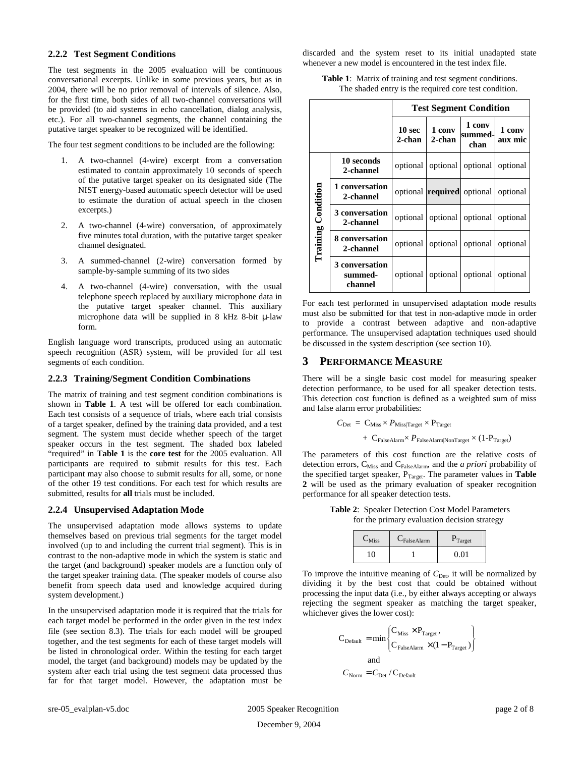### 2.2.2 Test Segment Conditions

The test segments in the 2005 evaluation will be continuous conversational excerpts. Unlike in some previous years, but as in 2004, there will be no prior removal of intervals of silence. Also, for the first time, both sides of all two-channel conversations will be provided (to aid systems in echo cancellation, dialog analysis, etc.). For all two-channel segments, the channel containing the putative target speaker to be recognized will be identified.

The four test segment conditions to be included are the following:

1. A two-channel (4-wire) excerpt from a conversation estimated to contain approximately 10 seconds of speech of the putative target speaker on its designated side (The NIST energy-based automatic speech detector will be used to estimate the duration of actual speech in the chosen excerpts.)
2. A two-channel (4-wire) conversation, of approximately five minutes total duration, with the putative target speaker channel designated.
3. A summed-channel (2-wire) conversation formed by sample-by-sample summing of its two sides
4. A two-channel (4-wire) conversation, with the usual telephone speech replaced by auxiliary microphone data in the putative target speaker channel. This auxiliary microphone data will be supplied in 8 kHz 8-bit μ-law form.

English language word transcripts, produced using an automatic speech recognition (ASR) system, will be provided for all test segments of each condition.

### 2.2.3 Training/Segment Condition Combinations

The matrix of training and test segment condition combinations is shown in **Table 1**. A test will be offered for each combination. Each test consists of a sequence of trials, where each trial consists of a target speaker, defined by the training data provided, and a test segment. The system must decide whether speech of the target speaker occurs in the test segment. The shaded box labeled "required" in **Table 1** is the **core test** for the 2005 evaluation. All participants are required to submit results for this test. Each participant may also choose to submit results for all, some, or none of the other 19 test conditions. For each test for which results are submitted, results for **all** trials must be included.

### 2.2.4 Unsupervised Adaptation Mode

The unsupervised adaptation mode allows systems to update themselves based on previous trial segments for the target model involved (up to and including the current trial segment). This is in contrast to the non-adaptive mode in which the system is static and the target (and background) speaker models are a function only of the target speaker training data. (The speaker models of course also benefit from speech data used and knowledge acquired during system development.)

In the unsupervised adaptation mode it is required that the trials for each target model be performed in the order given in the test index file (see section 8.3). The trials for each model will be grouped together, and the test segments for each of these target models will be listed in chronological order. Within the testing for each target model, the target (and background) models may be updated by the system after each trial using the test segment data processed thus far for that target model. However, the adaptation must be discarded and the system reset to its initial unadapted state whenever a new model is encountered in the test index file.

**Table 1**: Matrix of training and test segment conditions. The shaded entry is the required core test condition.

| | | Test Segment Condition | | | |
|---|---|---|---|---|---|
| | | **10 sec 2-chan** | **1 conv 2-chan** | **1 conv summed-chan** | **1 conv aux mic** |
| **Training Condition** | **10 seconds 2-channel** | optional | optional | optional | optional |
| | **1 conversation 2-channel** | optional | **required** | optional | optional |
| | **3 conversation 2-channel** | optional | optional | optional | optional |
| | **8 conversation 2-channel** | optional | optional | optional | optional |
| | **3 conversation summed-channel** | optional | optional | optional | optional |

For each test performed in unsupervised adaptation mode results must also be submitted for that test in non-adaptive mode in order to provide a contrast between adaptive and non-adaptive performance. The unsupervised adaptation techniques used should be discussed in the system description (see section 10).

## 3 PERFORMANCE MEASURE

There will be a single basic cost model for measuring speaker detection performance, to be used for all speaker detection tests. This detection cost function is defined as a weighted sum of miss and false alarm error probabilities:

$$C_{Det} = C_{Miss} \times P_{Miss|Target} \times P_{Target} + C_{FalseAlarm} \times P_{FalseAlarm|NonTarget} \times (1\text{-}P_{Target})$$

The parameters of this cost function are the relative costs of detection errors, $C_{Miss}$ and $C_{FalseAlarm}$, and the *a priori* probability of the specified target speaker, $P_{Target}$. The parameter values in **Table 2** will be used as the primary evaluation of speaker recognition performance for all speaker detection tests.

**Table 2**: Speaker Detection Cost Model Parameters for the primary evaluation decision strategy

| $C_{Miss}$ | $C_{FalseAlarm}$ | $P_{Target}$ |
|---|---|---|
| 10 | 1 | 0.01 |

To improve the intuitive meaning of $C_{Det}$, it will be normalized by dividing it by the best cost that could be obtained without processing the input data (i.e., by either always accepting or always rejecting the segment speaker as matching the target speaker, whichever gives the lower cost):

$$C_{Default} = \min \begin{Bmatrix} C_{Miss} \times P_{Target}, \\ C_{FalseAlarm} \times (1 - P_{Target}) \end{Bmatrix}$$

and

$$C_{Norm} = C_{Det} / C_{Default}$$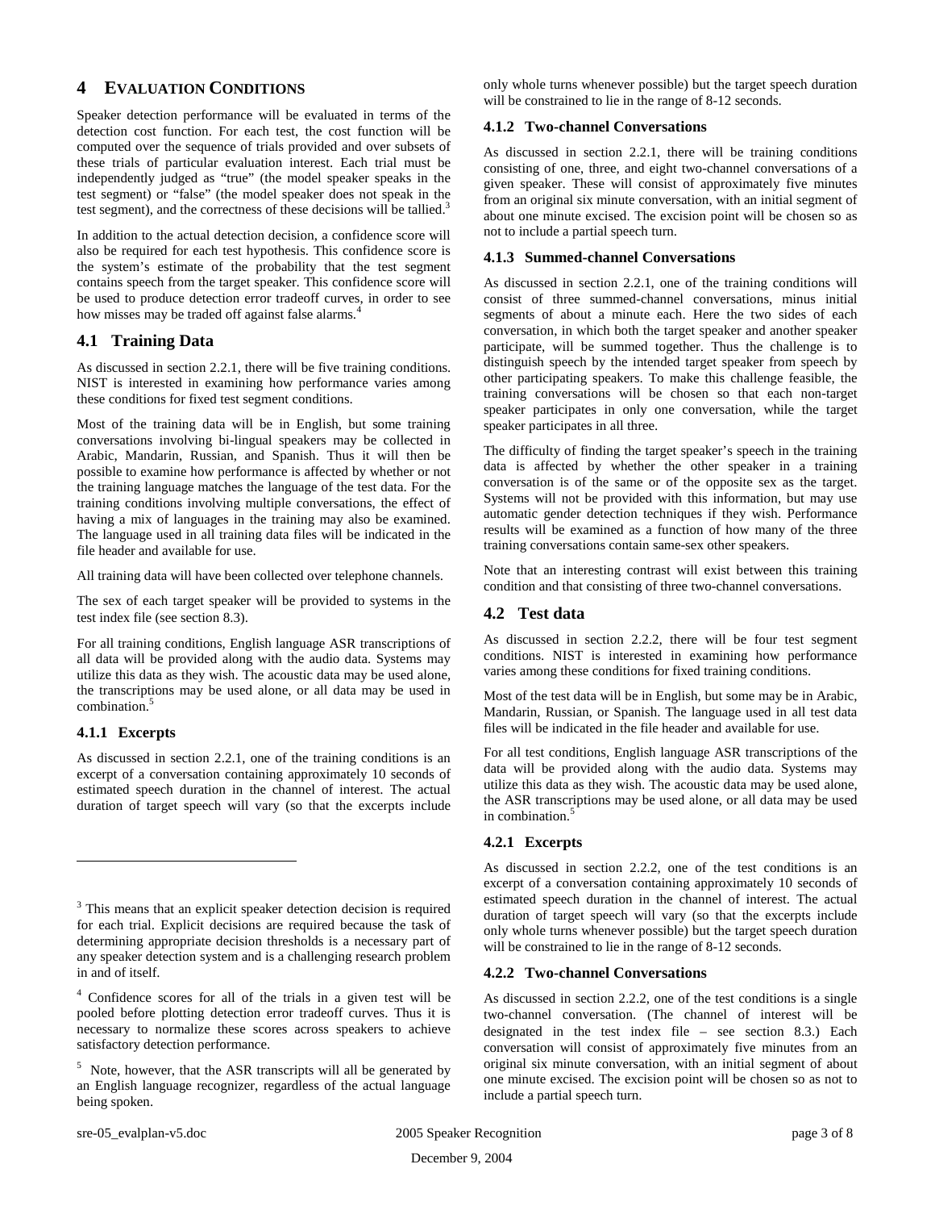## 4 EVALUATION CONDITIONS

Speaker detection performance will be evaluated in terms of the detection cost function. For each test, the cost function will be computed over the sequence of trials provided and over subsets of these trials of particular evaluation interest. Each trial must be independently judged as "true" (the model speaker speaks in the test segment) or "false" (the model speaker does not speak in the test segment), and the correctness of these decisions will be tallied.[3]

In addition to the actual detection decision, a confidence score will also be required for each test hypothesis. This confidence score is the system's estimate of the probability that the test segment contains speech from the target speaker. This confidence score will be used to produce detection error tradeoff curves, in order to see how misses may be traded off against false alarms.[4]

### 4.1 Training Data

As discussed in section 2.2.1, there will be five training conditions. NIST is interested in examining how performance varies among these conditions for fixed test segment conditions.

Most of the training data will be in English, but some training conversations involving bi-lingual speakers may be collected in Arabic, Mandarin, Russian, and Spanish. Thus it will then be possible to examine how performance is affected by whether or not the training language matches the language of the test data. For the training conditions involving multiple conversations, the effect of having a mix of languages in the training may also be examined. The language used in all training data files will be indicated in the file header and available for use.

All training data will have been collected over telephone channels.

The sex of each target speaker will be provided to systems in the test index file (see section 8.3).

For all training conditions, English language ASR transcriptions of all data will be provided along with the audio data. Systems may utilize this data as they wish. The acoustic data may be used alone, the transcriptions may be used alone, or all data may be used in combination.[5]

#### 4.1.1 Excerpts

As discussed in section 2.2.1, one of the training conditions is an excerpt of a conversation containing approximately 10 seconds of estimated speech duration in the channel of interest. The actual duration of target speech will vary (so that the excerpts include only whole turns whenever possible) but the target speech duration will be constrained to lie in the range of 8-12 seconds.

#### 4.1.2 Two-channel Conversations

As discussed in section 2.2.1, there will be training conditions consisting of one, three, and eight two-channel conversations of a given speaker. These will consist of approximately five minutes from an original six minute conversation, with an initial segment of about one minute excised. The excision point will be chosen so as not to include a partial speech turn.

#### 4.1.3 Summed-channel Conversations

As discussed in section 2.2.1, one of the training conditions will consist of three summed-channel conversations, minus initial segments of about a minute each. Here the two sides of each conversation, in which both the target speaker and another speaker participate, will be summed together. Thus the challenge is to distinguish speech by the intended target speaker from speech by other participating speakers. To make this challenge feasible, the training conversations will be chosen so that each non-target speaker participates in only one conversation, while the target speaker participates in all three.

The difficulty of finding the target speaker's speech in the training data is affected by whether the other speaker in a training conversation is of the same or of the opposite sex as the target. Systems will not be provided with this information, but may use automatic gender detection techniques if they wish. Performance results will be examined as a function of how many of the three training conversations contain same-sex other speakers.

Note that an interesting contrast will exist between this training condition and that consisting of three two-channel conversations.

### 4.2 Test data

As discussed in section 2.2.2, there will be four test segment conditions. NIST is interested in examining how performance varies among these conditions for fixed training conditions.

Most of the test data will be in English, but some may be in Arabic, Mandarin, Russian, or Spanish. The language used in all test data files will be indicated in the file header and available for use.

For all test conditions, English language ASR transcriptions of the data will be provided along with the audio data. Systems may utilize this data as they wish. The acoustic data may be used alone, the ASR transcriptions may be used alone, or all data may be used in combination.[5]

#### 4.2.1 Excerpts

As discussed in section 2.2.2, one of the test conditions is an excerpt of a conversation containing approximately 10 seconds of estimated speech duration in the channel of interest. The actual duration of target speech will vary (so that the excerpts include only whole turns whenever possible) but the target speech duration will be constrained to lie in the range of 8-12 seconds.

#### 4.2.2 Two-channel Conversations

As discussed in section 2.2.2, one of the test conditions is a single two-channel conversation. (The channel of interest will be designated in the test index file – see section 8.3.) Each conversation will consist of approximately five minutes from an original six minute conversation, with an initial segment of about one minute excised. The excision point will be chosen so as not to include a partial speech turn.

---

[3] This means that an explicit speaker detection decision is required for each trial. Explicit decisions are required because the task of determining appropriate decision thresholds is a necessary part of any speaker detection system and is a challenging research problem in and of itself.

[4] Confidence scores for all of the trials in a given test will be pooled before plotting detection error tradeoff curves. Thus it is necessary to normalize these scores across speakers to achieve satisfactory detection performance.

[5] Note, however, that the ASR transcripts will all be generated by an English language recognizer, regardless of the actual language being spoken.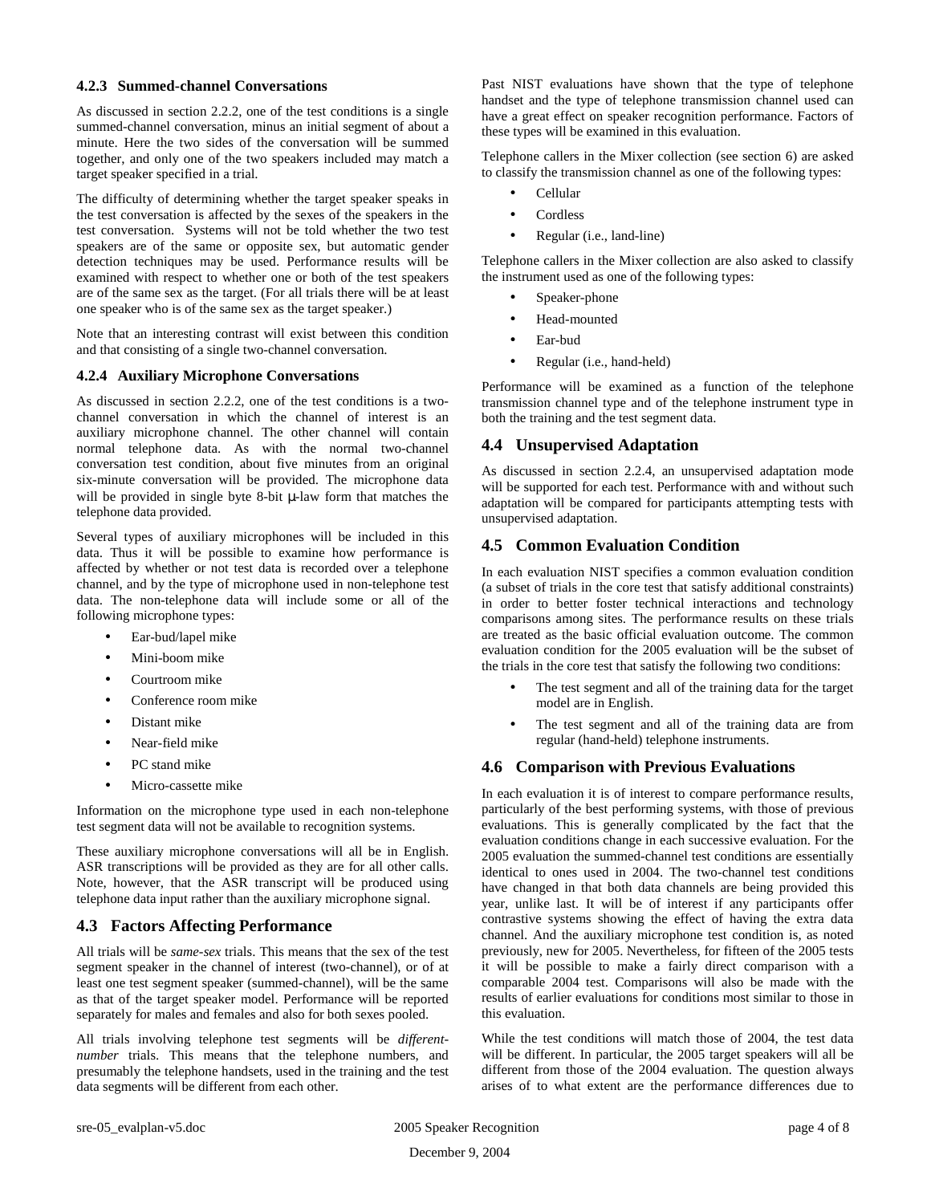### 4.2.3 Summed-channel Conversations

As discussed in section 2.2.2, one of the test conditions is a single summed-channel conversation, minus an initial segment of about a minute. Here the two sides of the conversation will be summed together, and only one of the two speakers included may match a target speaker specified in a trial.

The difficulty of determining whether the target speaker speaks in the test conversation is affected by the sexes of the speakers in the test conversation. Systems will not be told whether the two test speakers are of the same or opposite sex, but automatic gender detection techniques may be used. Performance results will be examined with respect to whether one or both of the test speakers are of the same sex as the target. (For all trials there will be at least one speaker who is of the same sex as the target speaker.)

Note that an interesting contrast will exist between this condition and that consisting of a single two-channel conversation.

### 4.2.4 Auxiliary Microphone Conversations

As discussed in section 2.2.2, one of the test conditions is a two-channel conversation in which the channel of interest is an auxiliary microphone channel. The other channel will contain normal telephone data. As with the normal two-channel conversation test condition, about five minutes from an original six-minute conversation will be provided. The microphone data will be provided in single byte 8-bit μ-law form that matches the telephone data provided.

Several types of auxiliary microphones will be included in this data. Thus it will be possible to examine how performance is affected by whether or not test data is recorded over a telephone channel, and by the type of microphone used in non-telephone test data. The non-telephone data will include some or all of the following microphone types:

- Ear-bud/lapel mike
- Mini-boom mike
- Courtroom mike
- Conference room mike
- Distant mike
- Near-field mike
- PC stand mike
- Micro-cassette mike

Information on the microphone type used in each non-telephone test segment data will not be available to recognition systems.

These auxiliary microphone conversations will all be in English. ASR transcriptions will be provided as they are for all other calls. Note, however, that the ASR transcript will be produced using telephone data input rather than the auxiliary microphone signal.

## 4.3 Factors Affecting Performance

All trials will be *same-sex* trials. This means that the sex of the test segment speaker in the channel of interest (two-channel), or of at least one test segment speaker (summed-channel), will be the same as that of the target speaker model. Performance will be reported separately for males and females and also for both sexes pooled.

All trials involving telephone test segments will be *different-number* trials. This means that the telephone numbers, and presumably the telephone handsets, used in the training and the test data segments will be different from each other.

Past NIST evaluations have shown that the type of telephone handset and the type of telephone transmission channel used can have a great effect on speaker recognition performance. Factors of these types will be examined in this evaluation.

Telephone callers in the Mixer collection (see section 6) are asked to classify the transmission channel as one of the following types:

- Cellular
- Cordless
- Regular (i.e., land-line)

Telephone callers in the Mixer collection are also asked to classify the instrument used as one of the following types:

- Speaker-phone
- Head-mounted
- Ear-bud
- Regular (i.e., hand-held)

Performance will be examined as a function of the telephone transmission channel type and of the telephone instrument type in both the training and the test segment data.

## 4.4 Unsupervised Adaptation

As discussed in section 2.2.4, an unsupervised adaptation mode will be supported for each test. Performance with and without such adaptation will be compared for participants attempting tests with unsupervised adaptation.

## 4.5 Common Evaluation Condition

In each evaluation NIST specifies a common evaluation condition (a subset of trials in the core test that satisfy additional constraints) in order to better foster technical interactions and technology comparisons among sites. The performance results on these trials are treated as the basic official evaluation outcome. The common evaluation condition for the 2005 evaluation will be the subset of the trials in the core test that satisfy the following two conditions:

- The test segment and all of the training data for the target model are in English.
- The test segment and all of the training data are from regular (hand-held) telephone instruments.

## 4.6 Comparison with Previous Evaluations

In each evaluation it is of interest to compare performance results, particularly of the best performing systems, with those of previous evaluations. This is generally complicated by the fact that the evaluation conditions change in each successive evaluation. For the 2005 evaluation the summed-channel test conditions are essentially identical to ones used in 2004. The two-channel test conditions have changed in that both data channels are being provided this year, unlike last. It will be of interest if any participants offer contrastive systems showing the effect of having the extra data channel. And the auxiliary microphone test condition is, as noted previously, new for 2005. Nevertheless, for fifteen of the 2005 tests it will be possible to make a fairly direct comparison with a comparable 2004 test. Comparisons will also be made with the results of earlier evaluations for conditions most similar to those in this evaluation.

While the test conditions will match those of 2004, the test data will be different. In particular, the 2005 target speakers will all be different from those of the 2004 evaluation. The question always arises of to what extent are the performance differences due to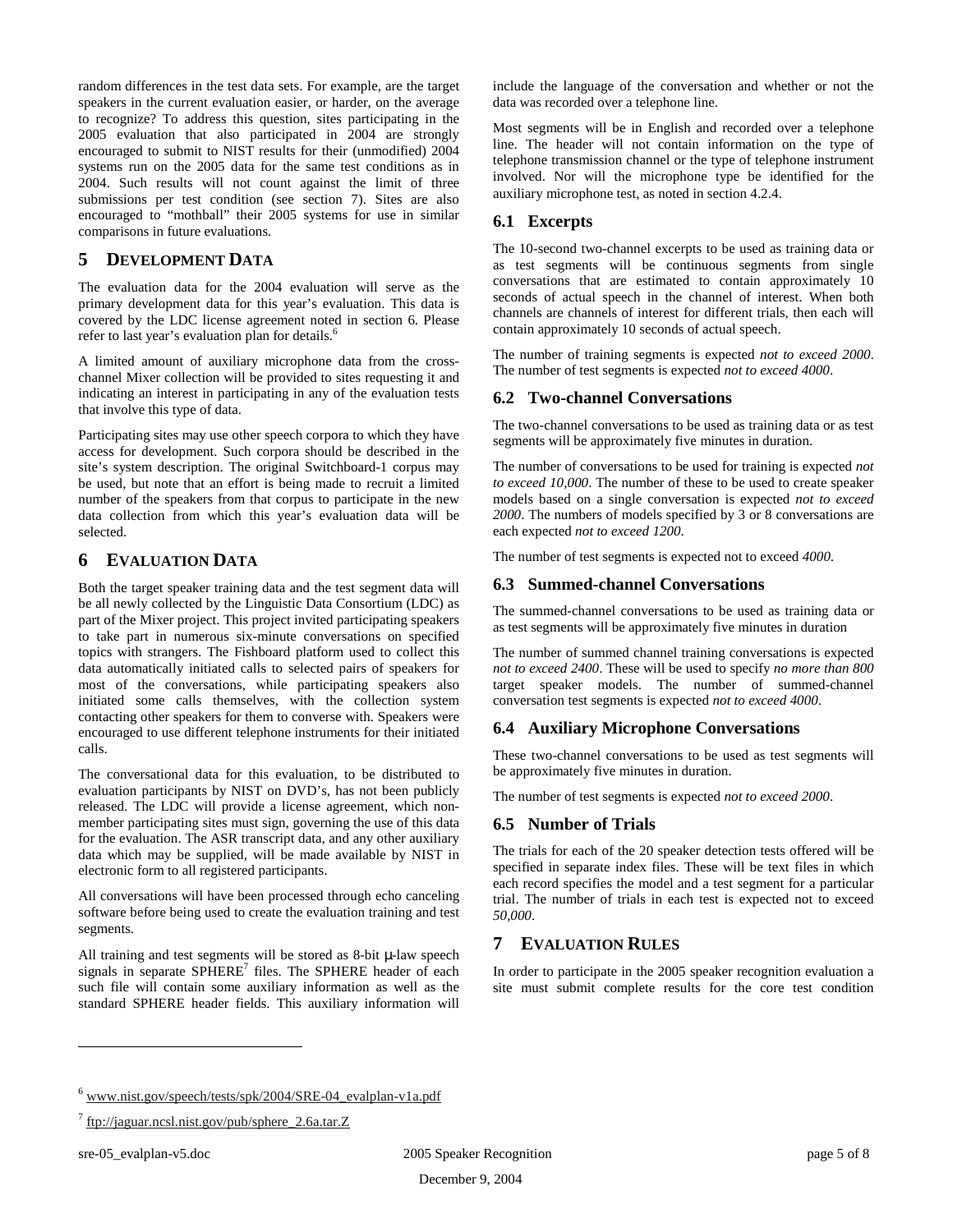random differences in the test data sets. For example, are the target speakers in the current evaluation easier, or harder, on the average to recognize? To address this question, sites participating in the 2005 evaluation that also participated in 2004 are strongly encouraged to submit to NIST results for their (unmodified) 2004 systems run on the 2005 data for the same test conditions as in 2004. Such results will not count against the limit of three submissions per test condition (see section 7). Sites are also encouraged to "mothball" their 2005 systems for use in similar comparisons in future evaluations.

# 5 DEVELOPMENT DATA

The evaluation data for the 2004 evaluation will serve as the primary development data for this year's evaluation. This data is covered by the LDC license agreement noted in section 6. Please refer to last year's evaluation plan for details.[6]

A limited amount of auxiliary microphone data from the cross-channel Mixer collection will be provided to sites requesting it and indicating an interest in participating in any of the evaluation tests that involve this type of data.

Participating sites may use other speech corpora to which they have access for development. Such corpora should be described in the site's system description. The original Switchboard-1 corpus may be used, but note that an effort is being made to recruit a limited number of the speakers from that corpus to participate in the new data collection from which this year's evaluation data will be selected.

# 6 EVALUATION DATA

Both the target speaker training data and the test segment data will be all newly collected by the Linguistic Data Consortium (LDC) as part of the Mixer project. This project invited participating speakers to take part in numerous six-minute conversations on specified topics with strangers. The Fishboard platform used to collect this data automatically initiated calls to selected pairs of speakers for most of the conversations, while participating speakers also initiated some calls themselves, with the collection system contacting other speakers for them to converse with. Speakers were encouraged to use different telephone instruments for their initiated calls.

The conversational data for this evaluation, to be distributed to evaluation participants by NIST on DVD's, has not been publicly released. The LDC will provide a license agreement, which non-member participating sites must sign, governing the use of this data for the evaluation. The ASR transcript data, and any other auxiliary data which may be supplied, will be made available by NIST in electronic form to all registered participants.

All conversations will have been processed through echo canceling software before being used to create the evaluation training and test segments.

All training and test segments will be stored as 8-bit μ-law speech signals in separate SPHERE[7] files. The SPHERE header of each such file will contain some auxiliary information as well as the standard SPHERE header fields. This auxiliary information will include the language of the conversation and whether or not the data was recorded over a telephone line.

Most segments will be in English and recorded over a telephone line. The header will not contain information on the type of telephone transmission channel or the type of telephone instrument involved. Nor will the microphone type be identified for the auxiliary microphone test, as noted in section 4.2.4.

## 6.1 Excerpts

The 10-second two-channel excerpts to be used as training data or as test segments will be continuous segments from single conversations that are estimated to contain approximately 10 seconds of actual speech in the channel of interest. When both channels are channels of interest for different trials, then each will contain approximately 10 seconds of actual speech.

The number of training segments is expected *not to exceed 2000*. The number of test segments is expected *not to exceed 4000*.

## 6.2 Two-channel Conversations

The two-channel conversations to be used as training data or as test segments will be approximately five minutes in duration.

The number of conversations to be used for training is expected *not to exceed 10,000*. The number of these to be used to create speaker models based on a single conversation is expected *not to exceed 2000*. The numbers of models specified by 3 or 8 conversations are each expected *not to exceed 1200*.

The number of test segments is expected not to exceed *4000*.

## 6.3 Summed-channel Conversations

The summed-channel conversations to be used as training data or as test segments will be approximately five minutes in duration

The number of summed channel training conversations is expected *not to exceed 2400*. These will be used to specify *no more than 800* target speaker models. The number of summed-channel conversation test segments is expected *not to exceed 4000*.

## 6.4 Auxiliary Microphone Conversations

These two-channel conversations to be used as test segments will be approximately five minutes in duration.

The number of test segments is expected *not to exceed 2000*.

## 6.5 Number of Trials

The trials for each of the 20 speaker detection tests offered will be specified in separate index files. These will be text files in which each record specifies the model and a test segment for a particular trial. The number of trials in each test is expected not to exceed *50,000*.

# 7 EVALUATION RULES

In order to participate in the 2005 speaker recognition evaluation a site must submit complete results for the core test condition

---

[6] www.nist.gov/speech/tests/spk/2004/SRE-04_evalplan-v1a.pdf

[7] ftp://jaguar.ncsl.nist.gov/pub/sphere_2.6a.tar.Z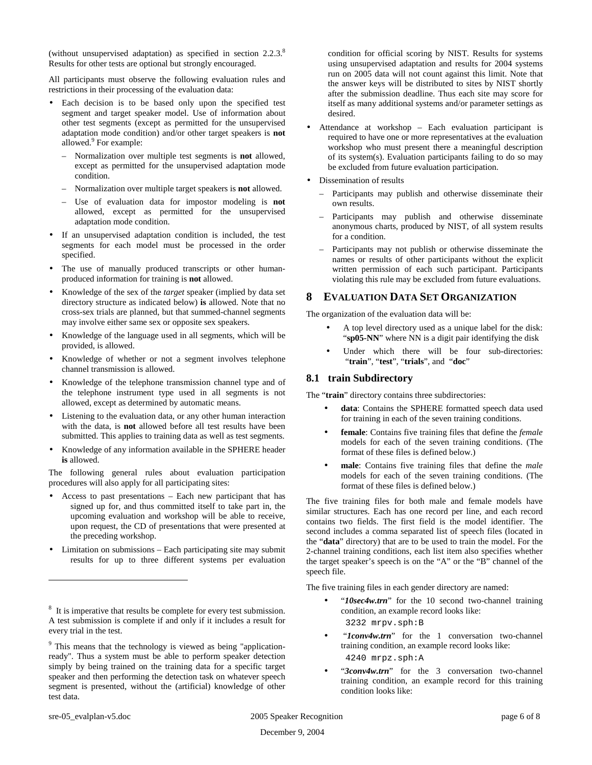(without unsupervised adaptation) as specified in section 2.2.3.[8] Results for other tests are optional but strongly encouraged.

All participants must observe the following evaluation rules and restrictions in their processing of the evaluation data:

- Each decision is to be based only upon the specified test segment and target speaker model. Use of information about other test segments (except as permitted for the unsupervised adaptation mode condition) and/or other target speakers is **not** allowed.[9] For example:
  - Normalization over multiple test segments is **not** allowed, except as permitted for the unsupervised adaptation mode condition.
  - Normalization over multiple target speakers is **not** allowed.
  - Use of evaluation data for impostor modeling is **not** allowed, except as permitted for the unsupervised adaptation mode condition.
- If an unsupervised adaptation condition is included, the test segments for each model must be processed in the order specified.
- The use of manually produced transcripts or other human-produced information for training is **not** allowed.
- Knowledge of the sex of the *target* speaker (implied by data set directory structure as indicated below) **is** allowed. Note that no cross-sex trials are planned, but that summed-channel segments may involve either same sex or opposite sex speakers.
- Knowledge of the language used in all segments, which will be provided, is allowed.
- Knowledge of whether or not a segment involves telephone channel transmission is allowed.
- Knowledge of the telephone transmission channel type and of the telephone instrument type used in all segments is not allowed, except as determined by automatic means.
- Listening to the evaluation data, or any other human interaction with the data, is **not** allowed before all test results have been submitted. This applies to training data as well as test segments.
- Knowledge of any information available in the SPHERE header **is** allowed.

The following general rules about evaluation participation procedures will also apply for all participating sites:

- Access to past presentations – Each new participant that has signed up for, and thus committed itself to take part in, the upcoming evaluation and workshop will be able to receive, upon request, the CD of presentations that were presented at the preceding workshop.
- Limitation on submissions – Each participating site may submit results for up to three different systems per evaluation condition for official scoring by NIST. Results for systems using unsupervised adaptation and results for 2004 systems run on 2005 data will not count against this limit. Note that the answer keys will be distributed to sites by NIST shortly after the submission deadline. Thus each site may score for itself as many additional systems and/or parameter settings as desired.
- Attendance at workshop – Each evaluation participant is required to have one or more representatives at the evaluation workshop who must present there a meaningful description of its system(s). Evaluation participants failing to do so may be excluded from future evaluation participation.
- Dissemination of results
  - Participants may publish and otherwise disseminate their own results.
  - Participants may publish and otherwise disseminate anonymous charts, produced by NIST, of all system results for a condition.
  - Participants may not publish or otherwise disseminate the names or results of other participants without the explicit written permission of each such participant. Participants violating this rule may be excluded from future evaluations.

[8] It is imperative that results be complete for every test submission. A test submission is complete if and only if it includes a result for every trial in the test.

[9] This means that the technology is viewed as being "application-ready". Thus a system must be able to perform speaker detection simply by being trained on the training data for a specific target speaker and then performing the detection task on whatever speech segment is presented, without the (artificial) knowledge of other test data.

# 8 Evaluation Data Set Organization

The organization of the evaluation data will be:

- A top level directory used as a unique label for the disk: "**sp05-NN**" where NN is a digit pair identifying the disk
- Under which there will be four sub-directories: "**train**", "**test**", "**trials**", and "**doc**"

## 8.1 train Subdirectory

The "**train**" directory contains three subdirectories:

- **data**: Contains the SPHERE formatted speech data used for training in each of the seven training conditions.
- **female**: Contains five training files that define the *female* models for each of the seven training conditions. (The format of these files is defined below.)
- **male**: Contains five training files that define the *male* models for each of the seven training conditions. (The format of these files is defined below.)

The five training files for both male and female models have similar structures. Each has one record per line, and each record contains two fields. The first field is the model identifier. The second includes a comma separated list of speech files (located in the "**data**" directory) that are to be used to train the model. For the 2-channel training conditions, each list item also specifies whether the target speaker's speech is on the "A" or the "B" channel of the speech file.

The five training files in each gender directory are named:

- "***10sec4w.trn***" for the 10 second two-channel training condition, an example record looks like:
  ```
  3232 mrpv.sph:B
  ```
- "***1conv4w.trn***" for the 1 conversation two-channel training condition, an example record looks like:
  ```
  4240 mrpz.sph:A
  ```
- "***3conv4w.trn***" for the 3 conversation two-channel training condition, an example record for this training condition looks like: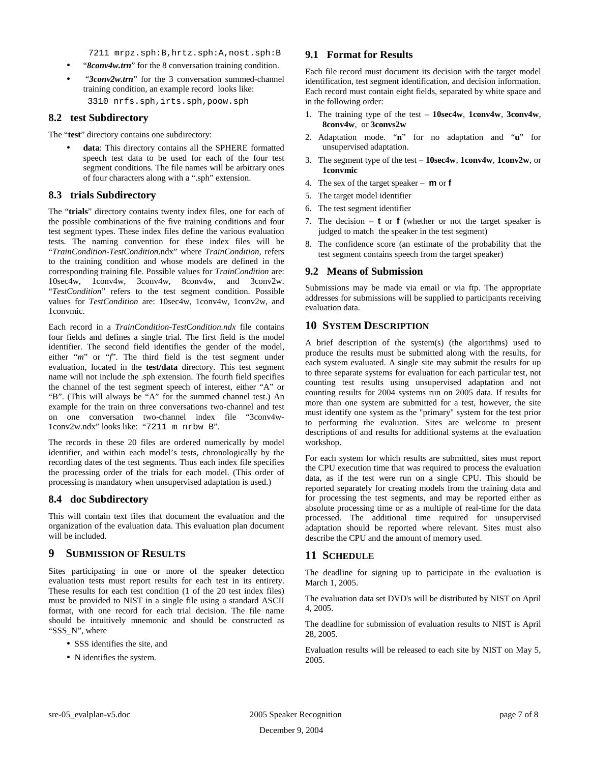```
7211 mrpz.sph:B,hrtz.sph:A,nost.sph:B
```

- "***8conv4w.trn***" for the 8 conversation training condition.
- "***3conv2w.trn***" for the 3 conversation summed-channel training condition, an example record looks like:

```
3310 nrfs.sph,irts.sph,poow.sph
```

## 8.2 test Subdirectory

The "**test**" directory contains one subdirectory:

- **data**: This directory contains all the SPHERE formatted speech test data to be used for each of the four test segment conditions. The file names will be arbitrary ones of four characters along with a ".sph" extension.

## 8.3 trials Subdirectory

The "**trials**" directory contains twenty index files, one for each of the possible combinations of the five training conditions and four test segment types. These index files define the various evaluation tests. The naming convention for these index files will be "*TrainCondition-TestCondition*.ndx" where *TrainCondition*, refers to the training condition and whose models are defined in the corresponding training file. Possible values for *TrainCondition* are: 10sec4w, 1conv4w, 3conv4w, 8conv4w, and 3conv2w. "*TestCondition*" refers to the test segment condition. Possible values for *TestCondition* are: 10sec4w, 1conv4w, 1conv2w, and 1convmic.

Each record in a *TrainCondition-TestCondition.ndx* file contains four fields and defines a single trial. The first field is the model identifier. The second field identifies the gender of the model, either "*m*" or "*f*". The third field is the test segment under evaluation, located in the **test/data** directory. This test segment name will not include the .sph extension. The fourth field specifies the channel of the test segment speech of interest, either "A" or "B". (This will always be "A" for the summed channel test.) An example for the train on three conversations two-channel and test on one conversation two-channel index file "3conv4w-1conv2w.ndx" looks like: "`7211 m nrbw B`".

The records in these 20 files are ordered numerically by model identifier, and within each model's tests, chronologically by the recording dates of the test segments. Thus each index file specifies the processing order of the trials for each model. (This order of processing is mandatory when unsupervised adaptation is used.)

## 8.4 doc Subdirectory

This will contain text files that document the evaluation and the organization of the evaluation data. This evaluation plan document will be included.

# 9 Submission of Results

Sites participating in one or more of the speaker detection evaluation tests must report results for each test in its entirety. These results for each test condition (1 of the 20 test index files) must be provided to NIST in a single file using a standard ASCII format, with one record for each trial decision. The file name should be intuitively mnemonic and should be constructed as "SSS_N", where

- SSS identifies the site, and
- N identifies the system.

## 9.1 Format for Results

Each file record must document its decision with the target model identification, test segment identification, and decision information. Each record must contain eight fields, separated by white space and in the following order:

1. The training type of the test – **10sec4w**, **1conv4w**, **3conv4w**, **8conv4w**, or **3convs2w**
2. Adaptation mode. "**n**" for no adaptation and "**u**" for unsupervised adaptation.
3. The segment type of the test – **10sec4w**, **1conv4w**, **1conv2w**, or **1convmic**
4. The sex of the target speaker – **m** or **f**
5. The target model identifier
6. The test segment identifier
7. The decision – **t** or **f** (whether or not the target speaker is judged to match the speaker in the test segment)
8. The confidence score (an estimate of the probability that the test segment contains speech from the target speaker)

## 9.2 Means of Submission

Submissions may be made via email or via ftp. The appropriate addresses for submissions will be supplied to participants receiving evaluation data.

# 10 System Description

A brief description of the system(s) (the algorithms) used to produce the results must be submitted along with the results, for each system evaluated. A single site may submit the results for up to three separate systems for evaluation for each particular test, not counting test results using unsupervised adaptation and not counting results for 2004 systems run on 2005 data. If results for more than one system are submitted for a test, however, the site must identify one system as the "primary" system for the test prior to performing the evaluation. Sites are welcome to present descriptions of and results for additional systems at the evaluation workshop.

For each system for which results are submitted, sites must report the CPU execution time that was required to process the evaluation data, as if the test were run on a single CPU. This should be reported separately for creating models from the training data and for processing the test segments, and may be reported either as absolute processing time or as a multiple of real-time for the data processed. The additional time required for unsupervised adaptation should be reported where relevant. Sites must also describe the CPU and the amount of memory used.

# 11 Schedule

The deadline for signing up to participate in the evaluation is March 1, 2005.

The evaluation data set DVD's will be distributed by NIST on April 4, 2005.

The deadline for submission of evaluation results to NIST is April 28, 2005.

Evaluation results will be released to each site by NIST on May 5, 2005.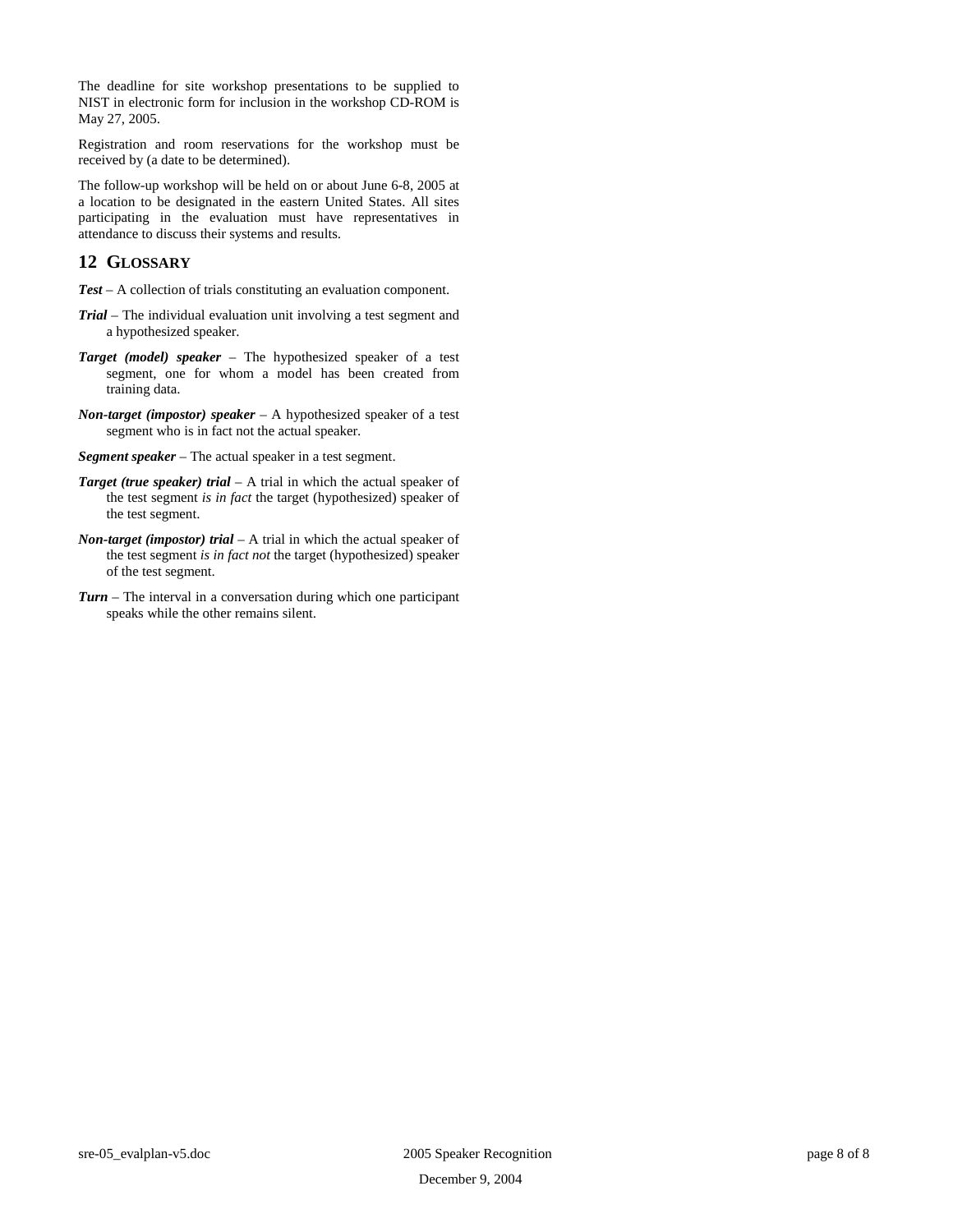The deadline for site workshop presentations to be supplied to NIST in electronic form for inclusion in the workshop CD-ROM is May 27, 2005.

Registration and room reservations for the workshop must be received by (a date to be determined).

The follow-up workshop will be held on or about June 6-8, 2005 at a location to be designated in the eastern United States. All sites participating in the evaluation must have representatives in attendance to discuss their systems and results.

## 12 GLOSSARY

***Test*** – A collection of trials constituting an evaluation component.

***Trial*** – The individual evaluation unit involving a test segment and a hypothesized speaker.

***Target (model) speaker*** – The hypothesized speaker of a test segment, one for whom a model has been created from training data.

***Non-target (impostor) speaker*** – A hypothesized speaker of a test segment who is in fact not the actual speaker.

***Segment speaker*** – The actual speaker in a test segment.

***Target (true speaker) trial*** – A trial in which the actual speaker of the test segment *is in fact* the target (hypothesized) speaker of the test segment.

***Non-target (impostor) trial*** – A trial in which the actual speaker of the test segment *is in fact not* the target (hypothesized) speaker of the test segment.

***Turn*** – The interval in a conversation during which one participant speaks while the other remains silent.